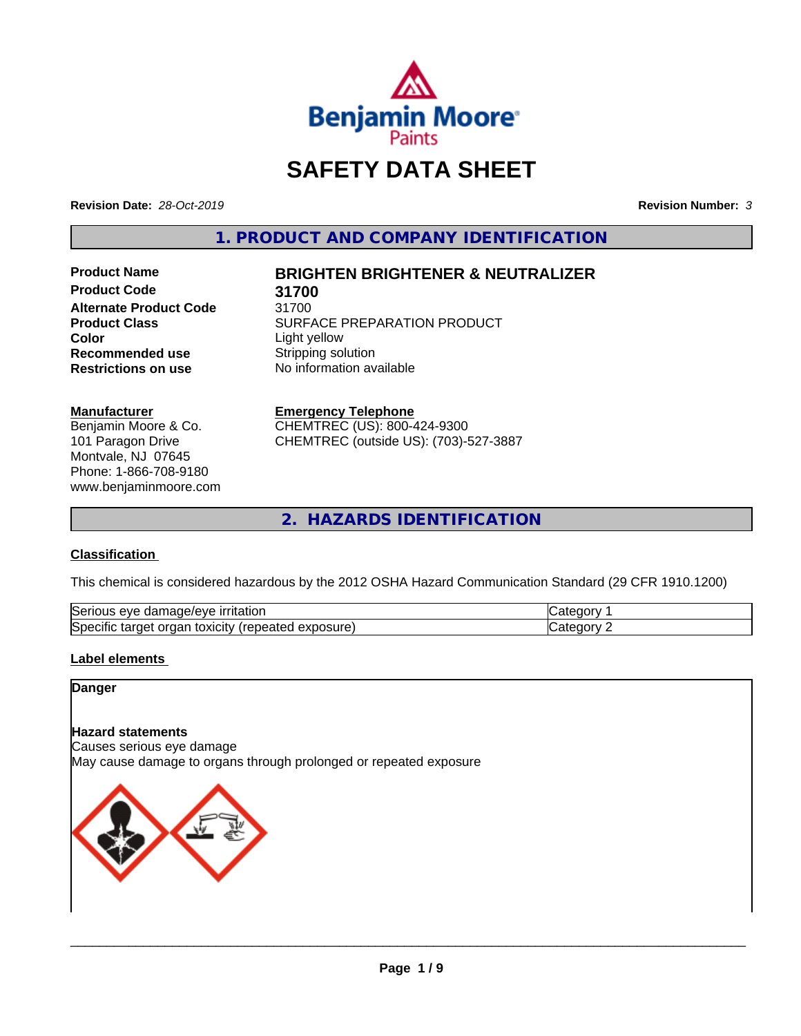# SAFETY DATA SHEET

**Revision Date:** *28-Oct-2019* **Revision Number:** *3*

## 1. PRODUCT AND COMPANY IDENTIFICATION

| | |
|---|---|
| **Product Name** | **BRIGHTEN BRIGHTENER & NEUTRALIZER** |
| **Product Code** | **31700** |
| **Alternate Product Code** | 31700 |
| **Product Class** | SURFACE PREPARATION PRODUCT |
| **Color** | Light yellow |
| **Recommended use** | Stripping solution |
| **Restrictions on use** | No information available |

**Manufacturer**
Benjamin Moore & Co.
101 Paragon Drive
Montvale, NJ 07645
Phone: 1-866-708-9180
www.benjaminmoore.com

**Emergency Telephone**
CHEMTREC (US): 800-424-9300
CHEMTREC (outside US): (703)-527-3887

## 2. HAZARDS IDENTIFICATION

**Classification**

This chemical is considered hazardous by the 2012 OSHA Hazard Communication Standard (29 CFR 1910.1200)

| | |
|---|---|
| Serious eye damage/eye irritation | Category 1 |
| Specific target organ toxicity (repeated exposure) | Category 2 |

**Label elements**

**Danger**

**Hazard statements**
Causes serious eye damage
May cause damage to organs through prolonged or repeated exposure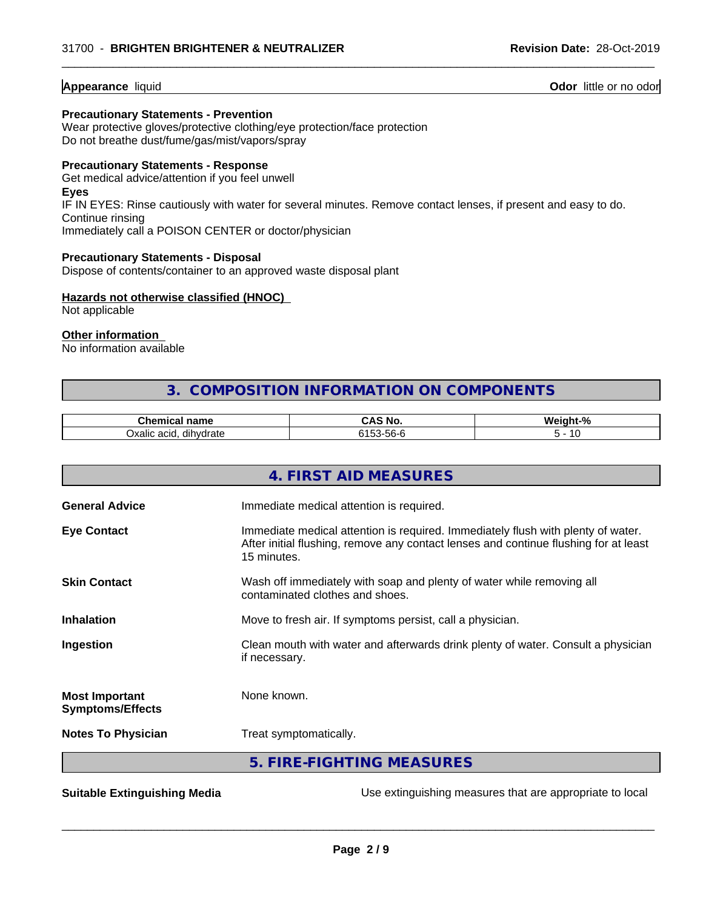**Appearance** liquid **Odor** little or no odor

**Precautionary Statements - Prevention**

Wear protective gloves/protective clothing/eye protection/face protection
Do not breathe dust/fume/gas/mist/vapors/spray

**Precautionary Statements - Response**

Get medical advice/attention if you feel unwell

**Eyes**

IF IN EYES: Rinse cautiously with water for several minutes. Remove contact lenses, if present and easy to do. Continue rinsing
Immediately call a POISON CENTER or doctor/physician

**Precautionary Statements - Disposal**

Dispose of contents/container to an approved waste disposal plant

**Hazards not otherwise classified (HNOC)**

Not applicable

**Other information**

No information available

## 3. COMPOSITION INFORMATION ON COMPONENTS

| Chemical name | CAS No. | Weight-% |
|---|---|---|
| Oxalic acid, dihydrate | 6153-56-6 | 5 - 10 |

## 4. FIRST AID MEASURES

**General Advice** Immediate medical attention is required.

**Eye Contact** Immediate medical attention is required. Immediately flush with plenty of water. After initial flushing, remove any contact lenses and continue flushing for at least 15 minutes.

**Skin Contact** Wash off immediately with soap and plenty of water while removing all contaminated clothes and shoes.

**Inhalation** Move to fresh air. If symptoms persist, call a physician.

**Ingestion** Clean mouth with water and afterwards drink plenty of water. Consult a physician if necessary.

**Most Important Symptoms/Effects** None known.

**Notes To Physician** Treat symptomatically.

## 5. FIRE-FIGHTING MEASURES

**Suitable Extinguishing Media** Use extinguishing measures that are appropriate to local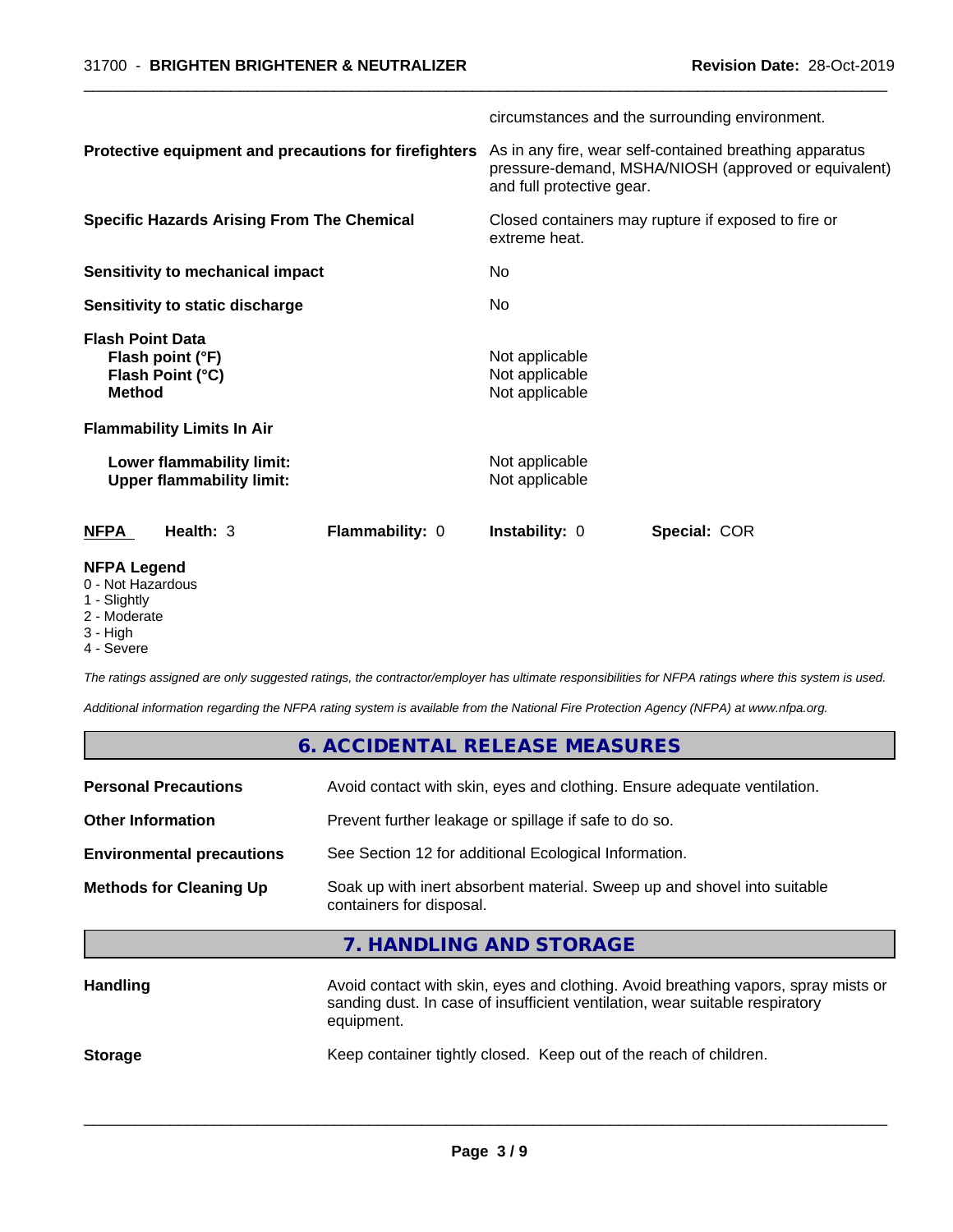| | |
|---|---|
| | circumstances and the surrounding environment. |
| **Protective equipment and precautions for firefighters** | As in any fire, wear self-contained breathing apparatus pressure-demand, MSHA/NIOSH (approved or equivalent) and full protective gear. |
| **Specific Hazards Arising From The Chemical** | Closed containers may rupture if exposed to fire or extreme heat. |
| **Sensitivity to mechanical impact** | No |
| **Sensitivity to static discharge** | No |

**Flash Point Data**

| | |
|---|---|
| **Flash point (°F)** | Not applicable |
| **Flash Point (°C)** | Not applicable |
| **Method** | Not applicable |

**Flammability Limits In Air**

| | |
|---|---|
| **Lower flammability limit:** | Not applicable |
| **Upper flammability limit:** | Not applicable |

| **NFPA** | **Health:** 3 | **Flammability:** 0 | **Instability:** 0 | **Special:** COR |
|---|---|---|---|---|

**NFPA Legend**

- 0 - Not Hazardous
- 1 - Slightly
- 2 - Moderate
- 3 - High
- 4 - Severe

*The ratings assigned are only suggested ratings, the contractor/employer has ultimate responsibilities for NFPA ratings where this system is used.*

*Additional information regarding the NFPA rating system is available from the National Fire Protection Agency (NFPA) at www.nfpa.org.*

## 6. ACCIDENTAL RELEASE MEASURES

| | |
|---|---|
| **Personal Precautions** | Avoid contact with skin, eyes and clothing. Ensure adequate ventilation. |
| **Other Information** | Prevent further leakage or spillage if safe to do so. |
| **Environmental precautions** | See Section 12 for additional Ecological Information. |
| **Methods for Cleaning Up** | Soak up with inert absorbent material. Sweep up and shovel into suitable containers for disposal. |

## 7. HANDLING AND STORAGE

| | |
|---|---|
| **Handling** | Avoid contact with skin, eyes and clothing. Avoid breathing vapors, spray mists or sanding dust. In case of insufficient ventilation, wear suitable respiratory equipment. |
| **Storage** | Keep container tightly closed. Keep out of the reach of children. |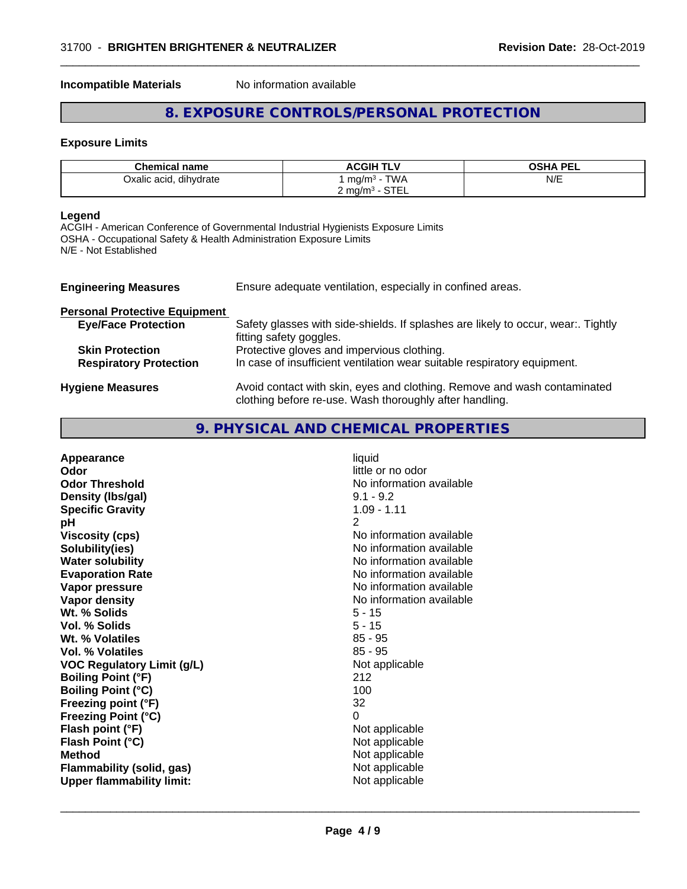**Incompatible Materials** No information available

## 8. EXPOSURE CONTROLS/PERSONAL PROTECTION

### Exposure Limits

| Chemical name | ACGIH TLV | OSHA PEL |
|---|---|---|
| Oxalic acid, dihydrate | 1 mg/m³ - TWA<br>2 mg/m³ - STEL | N/E |

**Legend**
ACGIH - American Conference of Governmental Industrial Hygienists Exposure Limits
OSHA - Occupational Safety & Health Administration Exposure Limits
N/E - Not Established

**Engineering Measures** Ensure adequate ventilation, especially in confined areas.

**Personal Protective Equipment**

**Eye/Face Protection** Safety glasses with side-shields. If splashes are likely to occur, wear:. Tightly fitting safety goggles.

**Skin Protection** Protective gloves and impervious clothing.

**Respiratory Protection** In case of insufficient ventilation wear suitable respiratory equipment.

**Hygiene Measures** Avoid contact with skin, eyes and clothing. Remove and wash contaminated clothing before re-use. Wash thoroughly after handling.

## 9. PHYSICAL AND CHEMICAL PROPERTIES

| | |
|---|---|
| **Appearance** | liquid |
| **Odor** | little or no odor |
| **Odor Threshold** | No information available |
| **Density (lbs/gal)** | 9.1 - 9.2 |
| **Specific Gravity** | 1.09 - 1.11 |
| **pH** | 2 |
| **Viscosity (cps)** | No information available |
| **Solubility(ies)** | No information available |
| **Water solubility** | No information available |
| **Evaporation Rate** | No information available |
| **Vapor pressure** | No information available |
| **Vapor density** | No information available |
| **Wt. % Solids** | 5 - 15 |
| **Vol. % Solids** | 5 - 15 |
| **Wt. % Volatiles** | 85 - 95 |
| **Vol. % Volatiles** | 85 - 95 |
| **VOC Regulatory Limit (g/L)** | Not applicable |
| **Boiling Point (°F)** | 212 |
| **Boiling Point (°C)** | 100 |
| **Freezing point (°F)** | 32 |
| **Freezing Point (°C)** | 0 |
| **Flash point (°F)** | Not applicable |
| **Flash Point (°C)** | Not applicable |
| **Method** | Not applicable |
| **Flammability (solid, gas)** | Not applicable |
| **Upper flammability limit:** | Not applicable |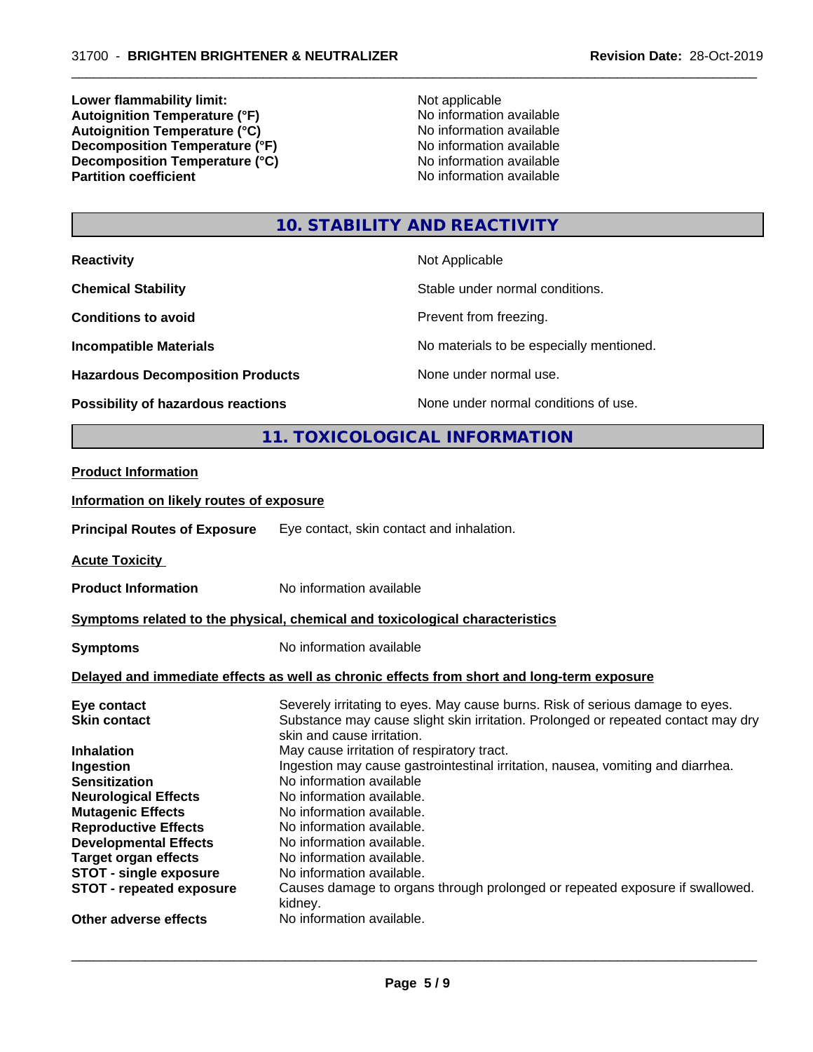| | |
|---|---|
| **Lower flammability limit:** | Not applicable |
| **Autoignition Temperature (°F)** | No information available |
| **Autoignition Temperature (°C)** | No information available |
| **Decomposition Temperature (°F)** | No information available |
| **Decomposition Temperature (°C)** | No information available |
| **Partition coefficient** | No information available |

## 10. STABILITY AND REACTIVITY

| | |
|---|---|
| **Reactivity** | Not Applicable |
| **Chemical Stability** | Stable under normal conditions. |
| **Conditions to avoid** | Prevent from freezing. |
| **Incompatible Materials** | No materials to be especially mentioned. |
| **Hazardous Decomposition Products** | None under normal use. |
| **Possibility of hazardous reactions** | None under normal conditions of use. |

## 11. TOXICOLOGICAL INFORMATION

**Product Information**

**Information on likely routes of exposure**

**Principal Routes of Exposure** Eye contact, skin contact and inhalation.

**Acute Toxicity**

**Product Information** No information available

**Symptoms related to the physical, chemical and toxicological characteristics**

**Symptoms** No information available

**Delayed and immediate effects as well as chronic effects from short and long-term exposure**

| | |
|---|---|
| **Eye contact** | Severely irritating to eyes. May cause burns. Risk of serious damage to eyes. |
| **Skin contact** | Substance may cause slight skin irritation. Prolonged or repeated contact may dry skin and cause irritation. |
| **Inhalation** | May cause irritation of respiratory tract. |
| **Ingestion** | Ingestion may cause gastrointestinal irritation, nausea, vomiting and diarrhea. |
| **Sensitization** | No information available |
| **Neurological Effects** | No information available. |
| **Mutagenic Effects** | No information available. |
| **Reproductive Effects** | No information available. |
| **Developmental Effects** | No information available. |
| **Target organ effects** | No information available. |
| **STOT - single exposure** | No information available. |
| **STOT - repeated exposure** | Causes damage to organs through prolonged or repeated exposure if swallowed. kidney. |
| **Other adverse effects** | No information available. |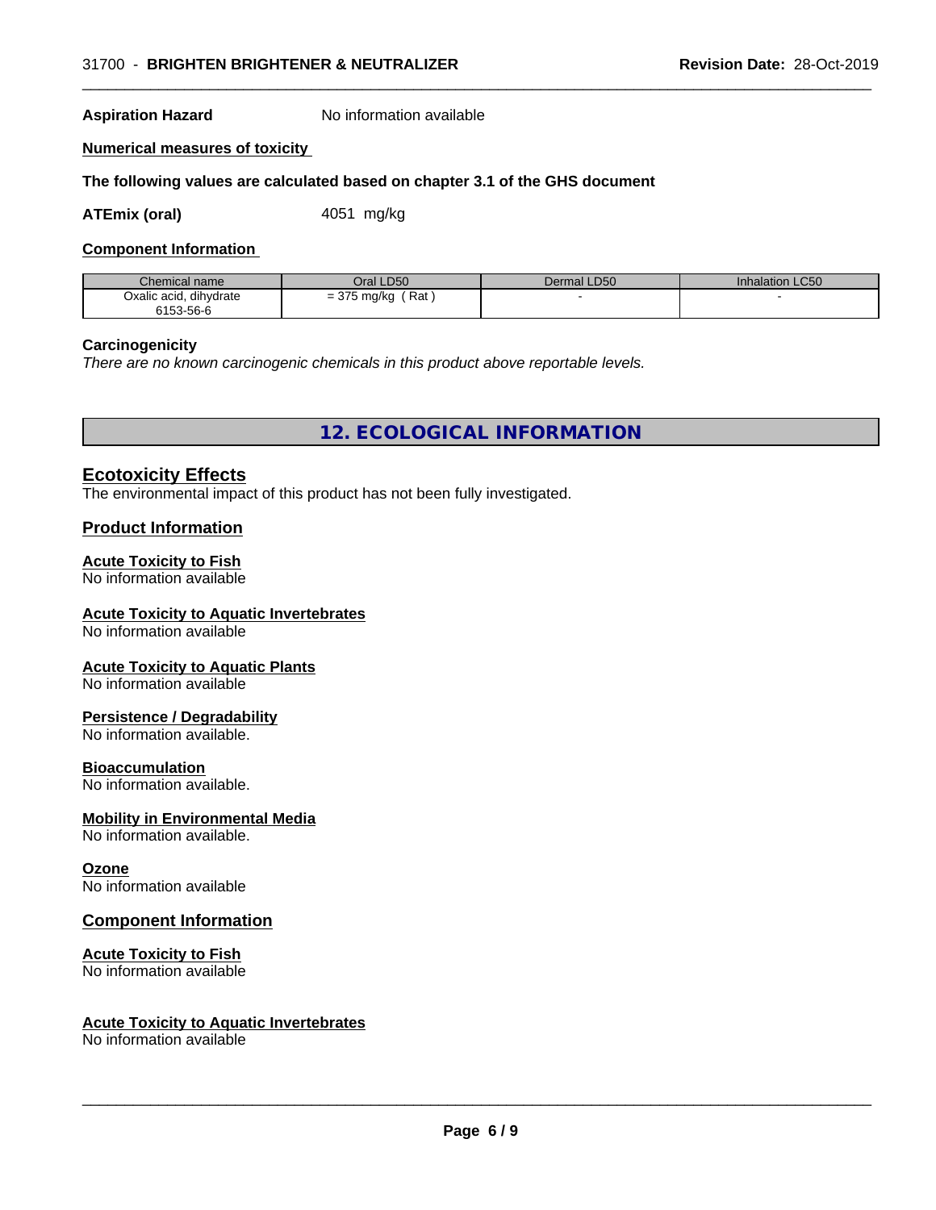**Aspiration Hazard** No information available

**Numerical measures of toxicity**

**The following values are calculated based on chapter 3.1 of the GHS document**

**ATEmix (oral)** 4051 mg/kg

**Component Information**

| Chemical name | Oral LD50 | Dermal LD50 | Inhalation LC50 |
|---|---|---|---|
| Oxalic acid, dihydrate<br>6153-56-6 | = 375 mg/kg ( Rat ) | - | - |

**Carcinogenicity**
*There are no known carcinogenic chemicals in this product above reportable levels.*

## 12. ECOLOGICAL INFORMATION

### Ecotoxicity Effects
The environmental impact of this product has not been fully investigated.

### Product Information

**Acute Toxicity to Fish**
No information available

**Acute Toxicity to Aquatic Invertebrates**
No information available

**Acute Toxicity to Aquatic Plants**
No information available

**Persistence / Degradability**
No information available.

**Bioaccumulation**
No information available.

**Mobility in Environmental Media**
No information available.

**Ozone**
No information available

### Component Information

**Acute Toxicity to Fish**
No information available

**Acute Toxicity to Aquatic Invertebrates**
No information available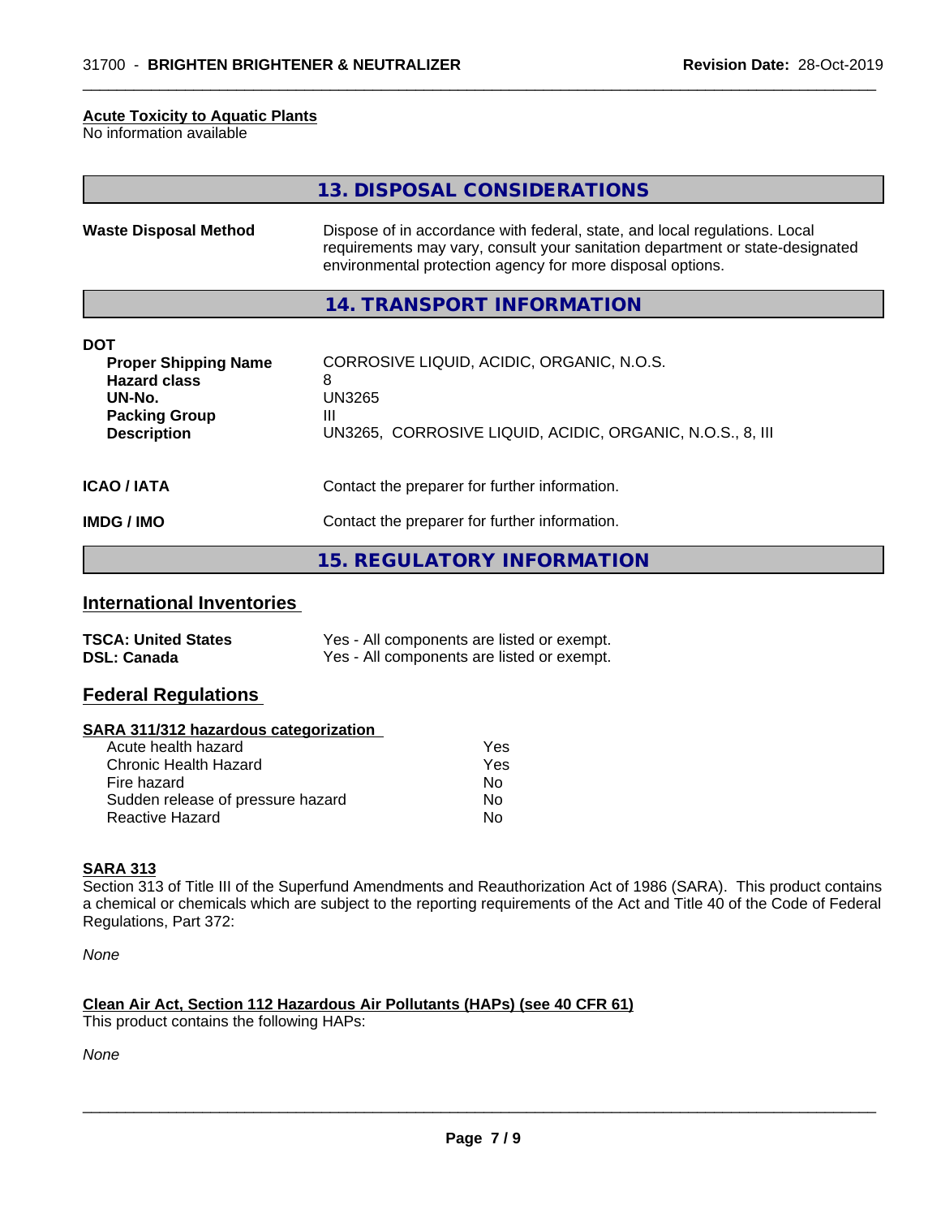**Acute Toxicity to Aquatic Plants**
No information available

## 13. DISPOSAL CONSIDERATIONS

| | |
|---|---|
| **Waste Disposal Method** | Dispose of in accordance with federal, state, and local regulations. Local requirements may vary, consult your sanitation department or state-designated environmental protection agency for more disposal options. |

## 14. TRANSPORT INFORMATION

**DOT**

| | |
|---|---|
| **Proper Shipping Name** | CORROSIVE LIQUID, ACIDIC, ORGANIC, N.O.S. |
| **Hazard class** | 8 |
| **UN-No.** | UN3265 |
| **Packing Group** | III |
| **Description** | UN3265, CORROSIVE LIQUID, ACIDIC, ORGANIC, N.O.S., 8, III |

| | |
|---|---|
| **ICAO / IATA** | Contact the preparer for further information. |
| **IMDG / IMO** | Contact the preparer for further information. |

## 15. REGULATORY INFORMATION

### International Inventories

| | |
|---|---|
| **TSCA: United States** | Yes - All components are listed or exempt. |
| **DSL: Canada** | Yes - All components are listed or exempt. |

### Federal Regulations

**SARA 311/312 hazardous categorization**

| | |
|---|---|
| Acute health hazard | Yes |
| Chronic Health Hazard | Yes |
| Fire hazard | No |
| Sudden release of pressure hazard | No |
| Reactive Hazard | No |

**SARA 313**
Section 313 of Title III of the Superfund Amendments and Reauthorization Act of 1986 (SARA). This product contains a chemical or chemicals which are subject to the reporting requirements of the Act and Title 40 of the Code of Federal Regulations, Part 372:

*None*

**Clean Air Act, Section 112 Hazardous Air Pollutants (HAPs) (see 40 CFR 61)**
This product contains the following HAPs:

*None*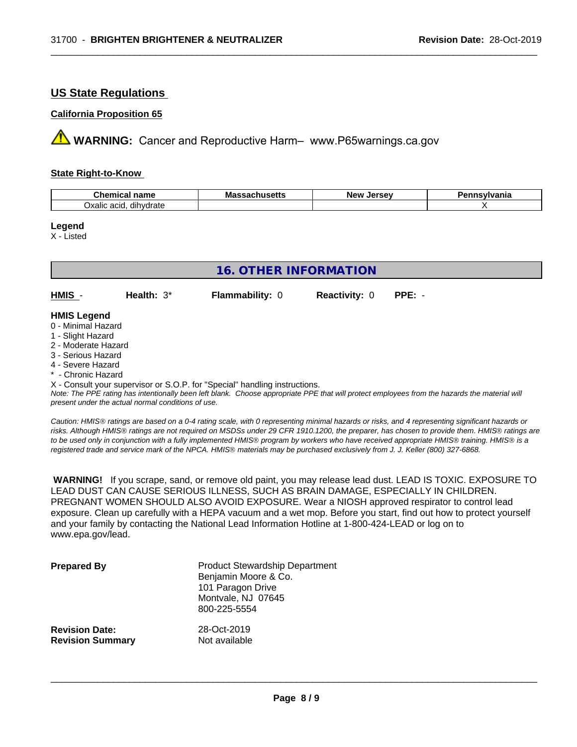## US State Regulations

### California Proposition 65

**WARNING:** Cancer and Reproductive Harm– www.P65warnings.ca.gov

### State Right-to-Know

| Chemical name | Massachusetts | New Jersey | Pennsylvania |
|---|---|---|---|
| Oxalic acid, dihydrate | | | X |

**Legend**

X - Listed

## 16. OTHER INFORMATION

**HMIS** - **Health:** 3* **Flammability:** 0 **Reactivity:** 0 **PPE:** -

**HMIS Legend**

0 - Minimal Hazard
1 - Slight Hazard
2 - Moderate Hazard
3 - Serious Hazard
4 - Severe Hazard
* - Chronic Hazard
X - Consult your supervisor or S.O.P. for "Special" handling instructions.

*Note: The PPE rating has intentionally been left blank. Choose appropriate PPE that will protect employees from the hazards the material will present under the actual normal conditions of use.*

*Caution: HMIS® ratings are based on a 0-4 rating scale, with 0 representing minimal hazards or risks, and 4 representing significant hazards or risks. Although HMIS® ratings are not required on MSDSs under 29 CFR 1910.1200, the preparer, has chosen to provide them. HMIS® ratings are to be used only in conjunction with a fully implemented HMIS® program by workers who have received appropriate HMIS® training. HMIS® is a registered trade and service mark of the NPCA. HMIS® materials may be purchased exclusively from J. J. Keller (800) 327-6868.*

**WARNING!** If you scrape, sand, or remove old paint, you may release lead dust. LEAD IS TOXIC. EXPOSURE TO LEAD DUST CAN CAUSE SERIOUS ILLNESS, SUCH AS BRAIN DAMAGE, ESPECIALLY IN CHILDREN. PREGNANT WOMEN SHOULD ALSO AVOID EXPOSURE. Wear a NIOSH approved respirator to control lead exposure. Clean up carefully with a HEPA vacuum and a wet mop. Before you start, find out how to protect yourself and your family by contacting the National Lead Information Hotline at 1-800-424-LEAD or log on to www.epa.gov/lead.

**Prepared By**
Product Stewardship Department
Benjamin Moore & Co.
101 Paragon Drive
Montvale, NJ 07645
800-225-5554

**Revision Date:** 28-Oct-2019
**Revision Summary** Not available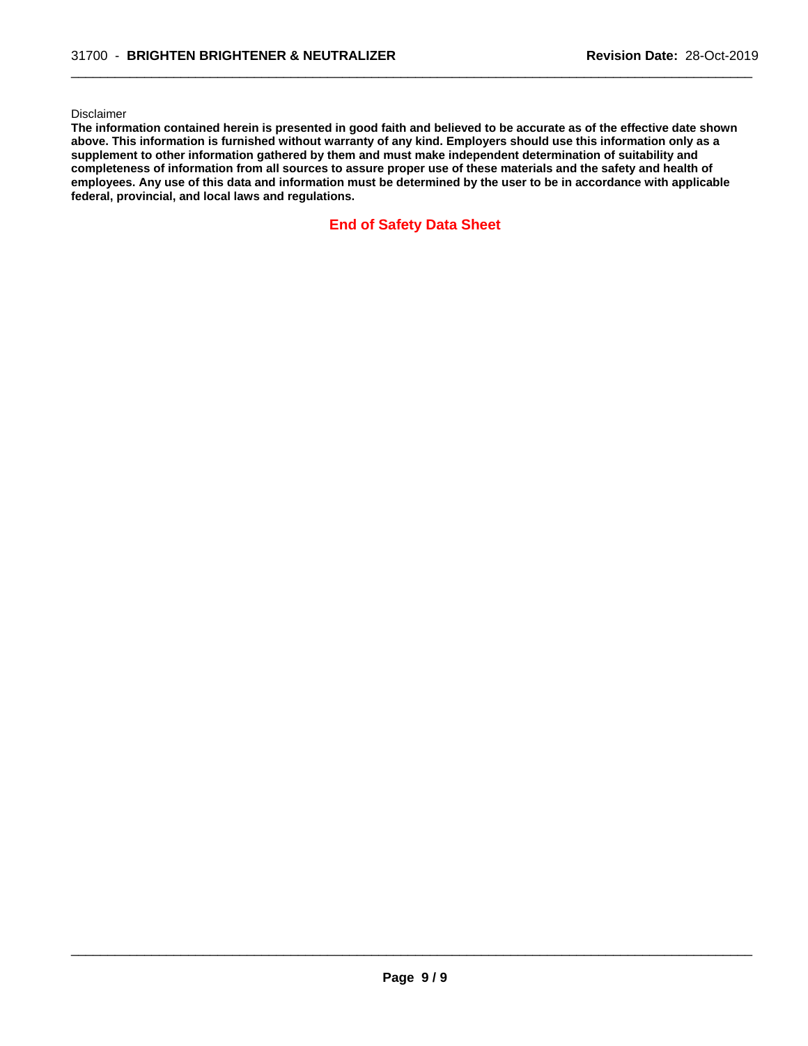Disclaimer

**The information contained herein is presented in good faith and believed to be accurate as of the effective date shown above. This information is furnished without warranty of any kind. Employers should use this information only as a supplement to other information gathered by them and must make independent determination of suitability and completeness of information from all sources to assure proper use of these materials and the safety and health of employees. Any use of this data and information must be determined by the user to be in accordance with applicable federal, provincial, and local laws and regulations.**

**End of Safety Data Sheet**